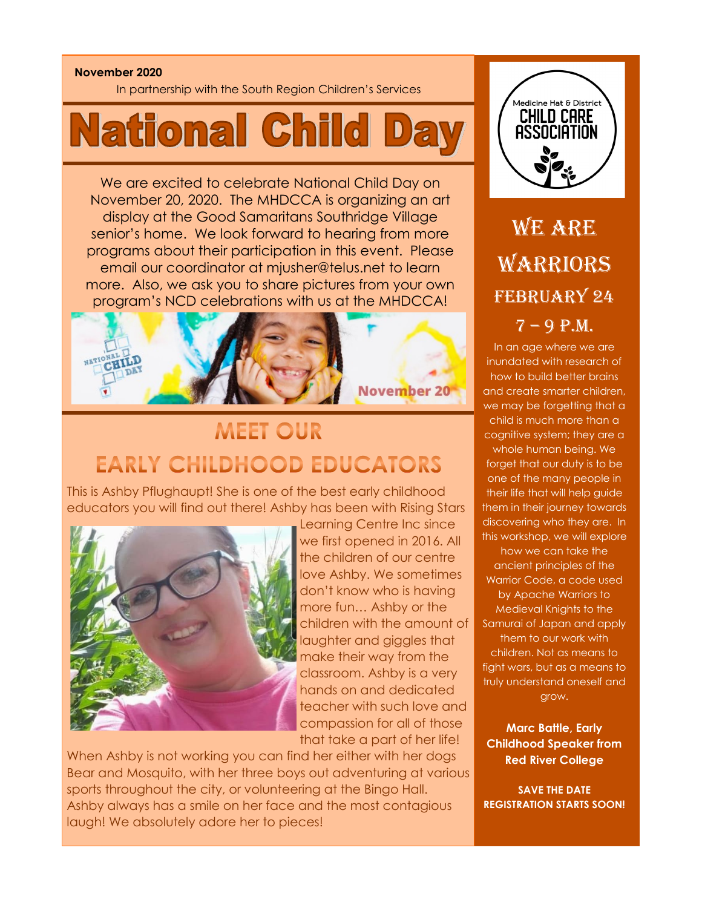**November 2020**

In partnership with the South Region Children's Services

# National Child Day

We are excited to celebrate National Child Day on November 20, 2020. The MHDCCA is organizing an art display at the Good Samaritans Southridge Village senior's home. We look forward to hearing from more programs about their participation in this event. Please email our coordinator at mjusher@telus.net to learn more. Also, we ask you to share pictures from your own program's NCD celebrations with us at the MHDCCA!

## MEET OUR EARLY CHILDHOOD EDUCATORS

This is Ashby Pflughaupt! She is one of the best early childhood educators you will find out there! Ashby has been with Rising Stars Learning Centre Inc since we first opened in 2016. All the children of our centre love Ashby. We sometimes don't know who is having more fun… Ashby or the children with the amount of laughter and giggles that make their way from the classroom. Ashby is a very hands on and dedicated teacher with such love and compassion for all of those that take a part of her life! When Ashby is not working you can find her either with her dogs Bear and Mosquito, with her three boys out adventuring at various sports throughout the city, or volunteering at the Bingo Hall. Ashby always has a smile on her face and the most contagious laugh! We absolutely adore her to pieces!

Medicine Hat & District CHILD CARE ASSOCIATION

## WE ARE WARRIORS

### FEBRUARY 24

### 7 – 9 P.M.

In an age where we are inundated with research of how to build better brains and create smarter children, we may be forgetting that a child is much more than a cognitive system; they are a whole human being. We forget that our duty is to be one of the many people in their life that will help guide them in their journey towards discovering who they are. In this workshop, we will explore how we can take the ancient principles of the Warrior Code, a code used by Apache Warriors to Medieval Knights to the Samurai of Japan and apply them to our work with children. Not as means to fight wars, but as a means to truly understand oneself and grow.

**Marc Battle, Early Childhood Speaker from Red River College**

**SAVE THE DATE**
**REGISTRATION STARTS SOON!**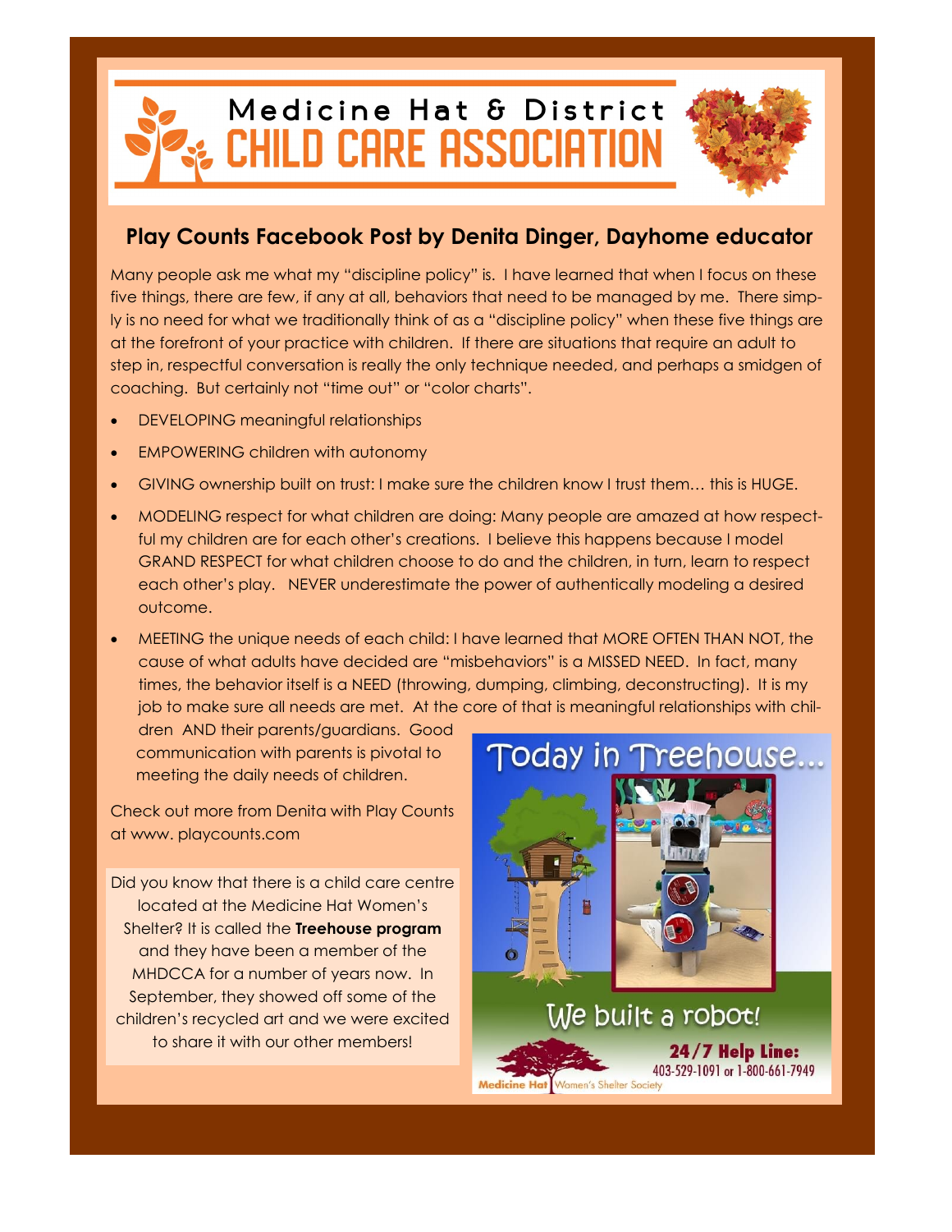# Medicine Hat & District CHILD CARE ASSOCIATION

## Play Counts Facebook Post by Denita Dinger, Dayhome educator

Many people ask me what my "discipline policy" is. I have learned that when I focus on these five things, there are few, if any at all, behaviors that need to be managed by me. There simply is no need for what we traditionally think of as a "discipline policy" when these five things are at the forefront of your practice with children. If there are situations that require an adult to step in, respectful conversation is really the only technique needed, and perhaps a smidgen of coaching. But certainly not "time out" or "color charts".

- DEVELOPING meaningful relationships
- EMPOWERING children with autonomy
- GIVING ownership built on trust: I make sure the children know I trust them… this is HUGE.
- MODELING respect for what children are doing: Many people are amazed at how respectful my children are for each other's creations. I believe this happens because I model GRAND RESPECT for what children choose to do and the children, in turn, learn to respect each other's play. NEVER underestimate the power of authentically modeling a desired outcome.
- MEETING the unique needs of each child: I have learned that MORE OFTEN THAN NOT, the cause of what adults have decided are "misbehaviors" is a MISSED NEED. In fact, many times, the behavior itself is a NEED (throwing, dumping, climbing, deconstructing). It is my job to make sure all needs are met. At the core of that is meaningful relationships with children AND their parents/guardians. Good communication with parents is pivotal to meeting the daily needs of children.

Check out more from Denita with Play Counts at www. playcounts.com

Did you know that there is a child care centre located at the Medicine Hat Women's Shelter? It is called the **Treehouse program** and they have been a member of the MHDCCA for a number of years now. In September, they showed off some of the children's recycled art and we were excited to share it with our other members!

Today in Treehouse...

We built a robot!

**24/7 Help Line:**
403-529-1091 or 1-800-661-7949

Medicine Hat Women's Shelter Society